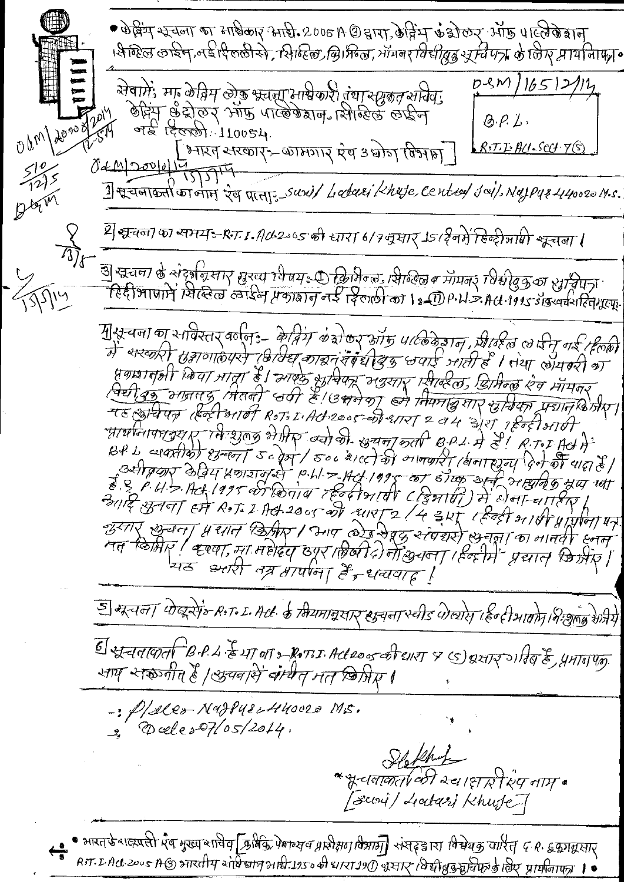• केंद्रिय सूचना का अधिकार अधि. 2005 A ③ द्वारा, केंद्रिय कंट्रोलर ऑफ पब्लिकेशन सिव्हिल लाइन, नई दिल्लीसे, सिव्हिल, क्रिमिनल, मॉमनर विधीबुक सूचिपत्र के लिए प्रार्थनापत्र।

सेवामें; मा. केंद्रिय लोक सूचना अधिकारी तथा संयुक्त सचिव; केंद्रिय कंट्रोलर ऑफ पब्लिकेशन सिव्हिल लाइन नई दिल्ली - 110054.
[भारत सरकार :- कामगार एवं उद्योग विभाग]

D-SM/1651/2/14
B.P.L.
R.T.I.Act-Sec-7(5)

ODM/20008/2014
12-5-14
ODM/2001/14
13/5/14
510
12/5
8/8
13/5/14

1] सूचनाकर्ता का नाम एवं पता :- Suraj Ladari Khuje, Central Jail, Nagpur-440020 M.S.

2] सूचना का समय :- R.T.I. Act-2005 की धारा 6/7 नुसार 15 दिनमें हिन्दीभाषी सूचना।

3] सूचना के संदर्भानुसार मुख्य विषय :- ① क्रिमिनल, सिव्हिल व मॉमनर विधीबुक का सूचिपत्र हिंदीभाषामें सिव्हिल लाइन प्रकाशन नई दिल्ली का। ② P.W.D. Act-1995 डॉकखर्च सहित मूल्य।

4] सूचना का सविस्तर वर्णन :- केंद्रिय कंट्रोलर ऑफ पब्लिकेशन, सीव्हिल लाइन नई दिल्ली में सरकारी मुद्रणालयसे विविध कानून संबंधीबुक छपाई जाती है। तथा लॉयबरी का प्रकाशनभी किया जाता है। आपके सुचिपत्र अनुसार सीव्हिल, क्रिमिनल एवं मॉमनर विधीबुक आजतक कितनी छपी है! उसनेका हमें नियमानुसार सुचिपत्र प्रदान किजीए। यह सुचिपत्र हिन्दीभाषी R.T.I. Act-2005 की धारा 2 व 4 द्वारा हिन्दीभाषी प्रार्थनापत्रानुसार निःशुल्क भेजिए क्योकी सूचनाकर्ता B.P.L. मे है! R.T.I. Act में B.P.L. व्यक्तीको सूचना 50 पेज / 500 शब्दोकी जानकारी (बिनाशुल्क देने की बात है। उसीप्रकार केंद्रिय प्रकाशनसे P.W.D. Act. 1995 का डॉक खर्च आधुनिक मूल्य क्या है? P.W.D. Act. 1995 की किताब हिन्दीभाषी (द्विभाषी) में होना चाहिए। आदि सूचना हमें R.T.I. Act. 2005 की धारा 2/4 द्वारा हिन्दीभाषी प्रार्थना पत्र नुसार सूचना प्रदान किजीए। आप लोकसेवक संबंधसे सूचना का मानवी हनन मत किजीए। कृपया, मा. महोदय उपर लिखी दोनों सूचना हिन्दीमें प्रदान किजीए। यह भारी नम्र प्रार्थना है, धन्यवाद!

5] सूचना पोहुचनेका R.T.I. Act. के नियमानुसार सूचना स्पीड पोस्टसे हिन्दीभाषामें निःशुल्क भेजीये

6] सूचनाकर्ता B.P.L. है या नाः- R.T.I. Act 2005 की धारा 7(5) नुसार गरीब है, प्रमाणपत्र साथ संलग्नीत है। सूचनासे वंचीत मत किजीए।

:- Place:- Nagpur-440020 M.S.
:- Date:- 07/05/2014.

Sd/-
* सूचनाकर्ता की स्वाक्षरी एवं नाम *
[Suraj Ladari Khuje]

• भारतके राष्ट्रपती एवं मुख्य सचिव [कार्मिक, पेन्शन व प्रशिक्षण विभाग] संसदद्वारा विधेयक पारित G.R. द्वारा क्रमनुसार R.T.I. Act-2005 A ③ भारतीय संविधान अधि. 1950 की धारा 19(1) नुसार विधीबुक सुचिपत्र के लिए प्रार्थनापत्र। •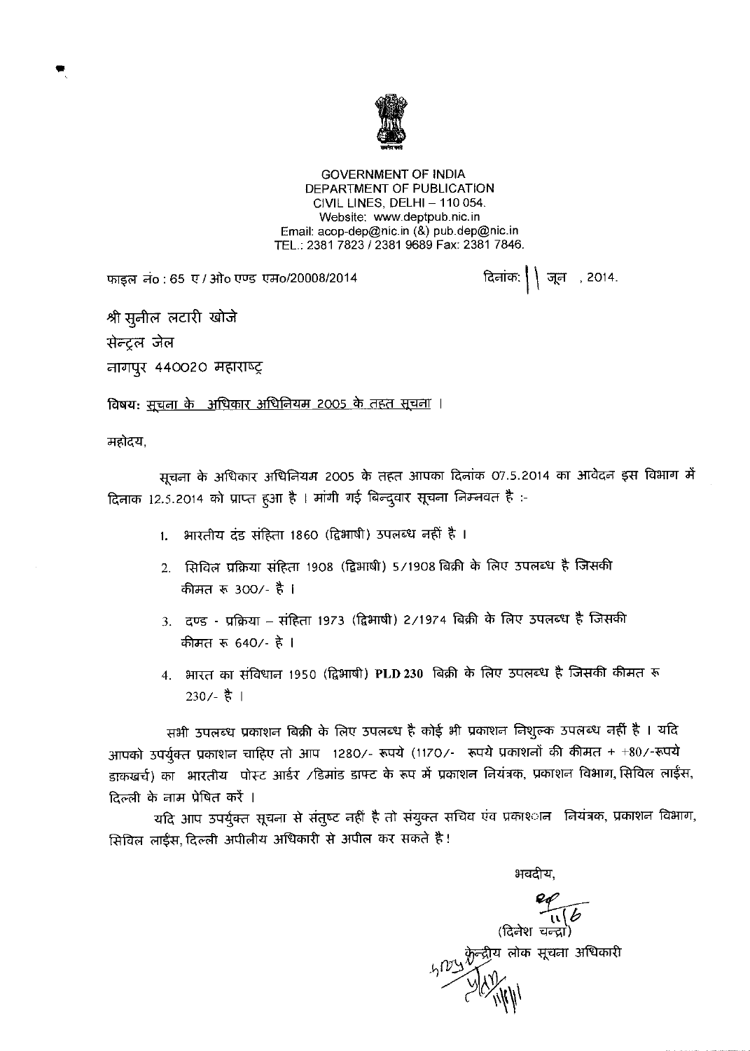GOVERNMENT OF INDIA
DEPARTMENT OF PUBLICATION
CIVIL LINES, DELHI – 110 054.
Website: www.deptpub.nic.in
Email: acop-dep@nic.in (&) pub.dep@nic.in
TEL.: 2381 7823 / 2381 9689 Fax: 2381 7846.

फाइल नं० : 65 ए / ओ० एण्ड एम०/20008/2014 दिनांक: 11 जून , 2014.

श्री सुनील लटारी खोजे
सेन्ट्रल जेल
नागपुर 440020 महाराष्ट्र

विषय: सूचना के अधिकार अधिनियम 2005 के तहत सूचना ।

महोदय,

सूचना के अधिकार अधिनियम 2005 के तहत आपका दिनांक 07.5.2014 का आवेदन इस विभाग में दिनाक 12.5.2014 को प्राप्त हुआ है । मांगी गई बिन्दुवार सूचना निम्नवत है :-

1. भारतीय दंड संहिता 1860 (द्विभाषी) उपलब्ध नहीं है ।
2. सिविल प्रक्रिया संहिता 1908 (द्विभाषी) 5/1908 बिक्री के लिए उपलब्ध है जिसकी कीमत रू 300/- है ।
3. दण्ड - प्रक्रिया – संहिता 1973 (द्विभाषी) 2/1974 बिक्री के लिए उपलब्ध है जिसकी कीमत रू 640/- है ।
4. भारत का संविधान 1950 (द्विभाषी) **PLD 230** बिक्री के लिए उपलब्ध है जिसकी कीमत रू 230/- है ।

सभी उपलब्ध प्रकाशन बिक्री के लिए उपलब्ध है कोई भी प्रकाशन निशुल्क उपलब्ध नहीं है । यदि आपको उपर्युक्त प्रकाशन चाहिए तो आप 1280/- रूपये (1170/- रूपये प्रकाशनों की कीमत + +80/-रूपये डाकखर्च) का भारतीय पोस्ट आर्डर /डिमांड डाफ्ट के रूप में प्रकाशन नियंत्रक, प्रकाशन विभाग, सिविल लाईस, दिल्ली के नाम प्रेषित करें ।

यदि आप उपर्युक्त सूचना से संतुष्ट नहीं है तो संयुक्त सचिव एंव प्रकाशन नियंत्रक, प्रकाशन विभाग, सिविल लाईस, दिल्ली अपीलीय अधिकारी से अपील कर सकते है!

भवदीय,

(दिनेश चन्द्रा)
केन्द्रीय लोक सूचना अधिकारी